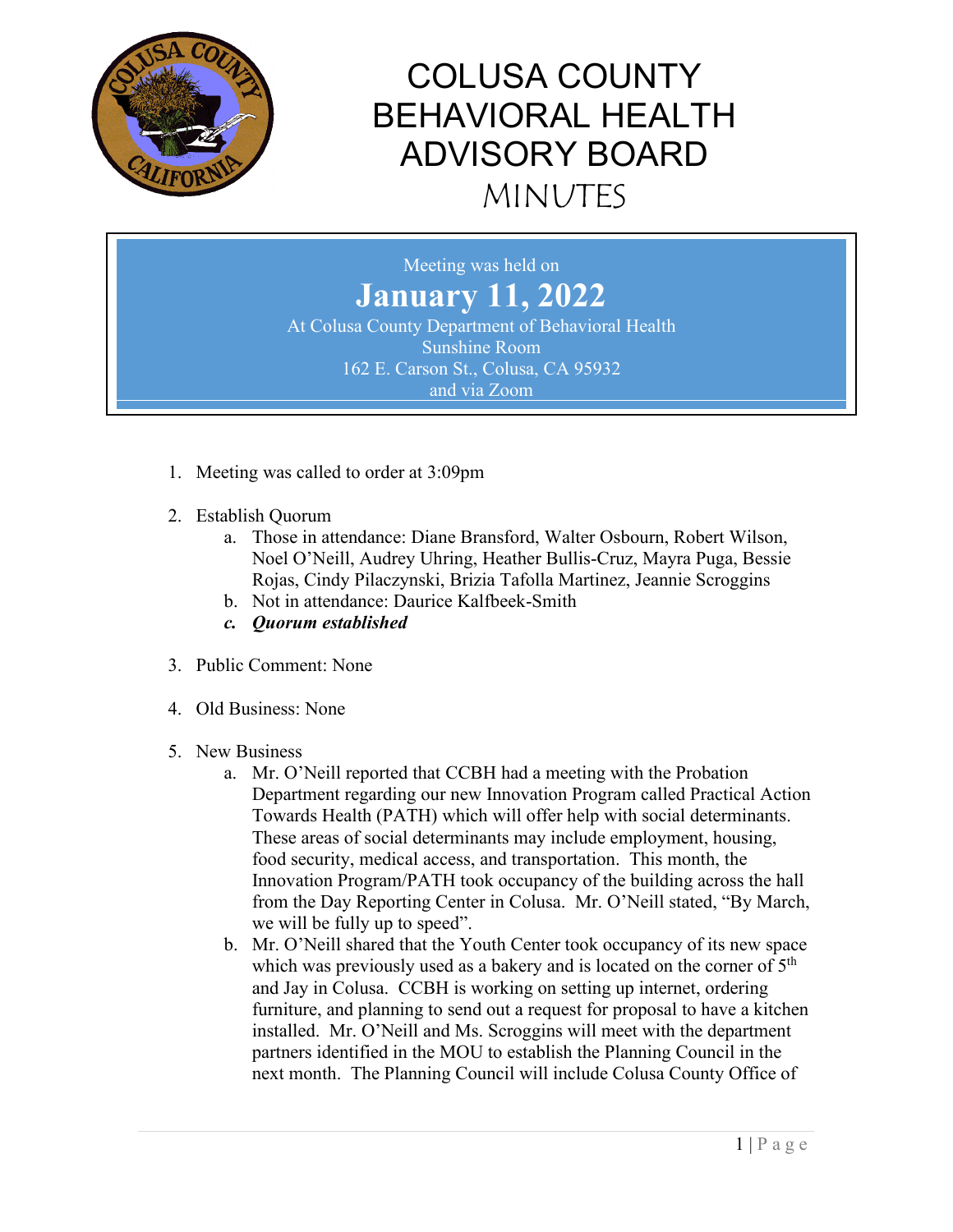# COLUSA COUNTY BEHAVIORAL HEALTH ADVISORY BOARD

## MINUTES

Meeting was held on

**January 11, 2022**

At Colusa County Department of Behavioral Health
Sunshine Room
162 E. Carson St., Colusa, CA 95932
and via Zoom

1. Meeting was called to order at 3:09pm

2. Establish Quorum
   a. Those in attendance: Diane Bransford, Walter Osbourn, Robert Wilson, Noel O'Neill, Audrey Uhring, Heather Bullis-Cruz, Mayra Puga, Bessie Rojas, Cindy Pilaczynski, Brizia Tafolla Martinez, Jeannie Scroggins
   b. Not in attendance: Daurice Kalfbeek-Smith
   c. ***Quorum established***

3. Public Comment: None

4. Old Business: None

5. New Business
   a. Mr. O'Neill reported that CCBH had a meeting with the Probation Department regarding our new Innovation Program called Practical Action Towards Health (PATH) which will offer help with social determinants. These areas of social determinants may include employment, housing, food security, medical access, and transportation. This month, the Innovation Program/PATH took occupancy of the building across the hall from the Day Reporting Center in Colusa. Mr. O'Neill stated, "By March, we will be fully up to speed".
   b. Mr. O'Neill shared that the Youth Center took occupancy of its new space which was previously used as a bakery and is located on the corner of 5th and Jay in Colusa. CCBH is working on setting up internet, ordering furniture, and planning to send out a request for proposal to have a kitchen installed. Mr. O'Neill and Ms. Scroggins will meet with the department partners identified in the MOU to establish the Planning Council in the next month. The Planning Council will include Colusa County Office of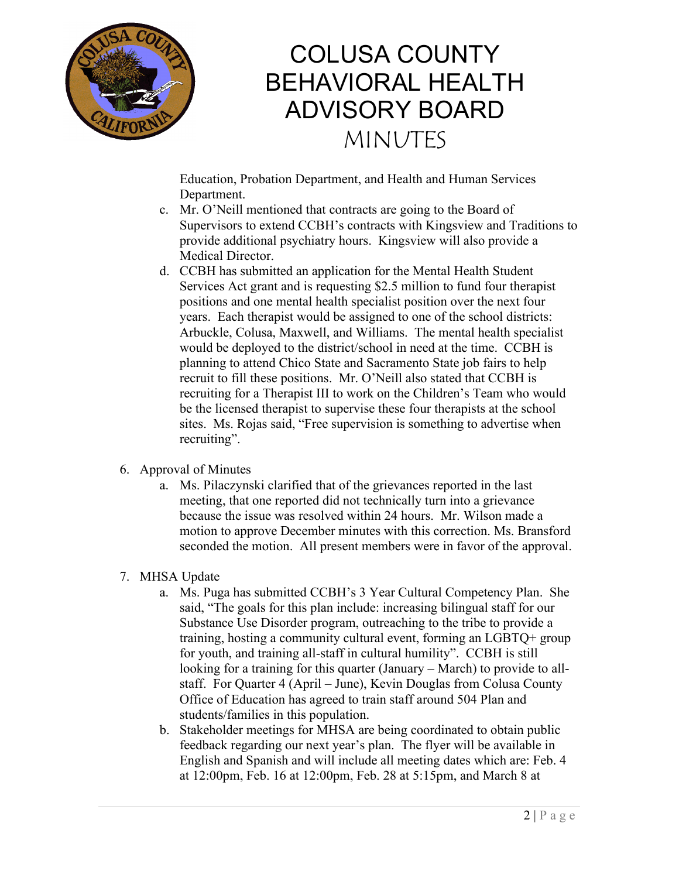Education, Probation Department, and Health and Human Services Department.

c. Mr. O'Neill mentioned that contracts are going to the Board of Supervisors to extend CCBH's contracts with Kingsview and Traditions to provide additional psychiatry hours. Kingsview will also provide a Medical Director.

d. CCBH has submitted an application for the Mental Health Student Services Act grant and is requesting $2.5 million to fund four therapist positions and one mental health specialist position over the next four years. Each therapist would be assigned to one of the school districts: Arbuckle, Colusa, Maxwell, and Williams. The mental health specialist would be deployed to the district/school in need at the time. CCBH is planning to attend Chico State and Sacramento State job fairs to help recruit to fill these positions. Mr. O'Neill also stated that CCBH is recruiting for a Therapist III to work on the Children's Team who would be the licensed therapist to supervise these four therapists at the school sites. Ms. Rojas said, "Free supervision is something to advertise when recruiting".

6. Approval of Minutes

   a. Ms. Pilaczynski clarified that of the grievances reported in the last meeting, that one reported did not technically turn into a grievance because the issue was resolved within 24 hours. Mr. Wilson made a motion to approve December minutes with this correction. Ms. Bransford seconded the motion. All present members were in favor of the approval.

7. MHSA Update

   a. Ms. Puga has submitted CCBH's 3 Year Cultural Competency Plan. She said, "The goals for this plan include: increasing bilingual staff for our Substance Use Disorder program, outreaching to the tribe to provide a training, hosting a community cultural event, forming an LGBTQ+ group for youth, and training all-staff in cultural humility". CCBH is still looking for a training for this quarter (January – March) to provide to all-staff. For Quarter 4 (April – June), Kevin Douglas from Colusa County Office of Education has agreed to train staff around 504 Plan and students/families in this population.

   b. Stakeholder meetings for MHSA are being coordinated to obtain public feedback regarding our next year's plan. The flyer will be available in English and Spanish and will include all meeting dates which are: Feb. 4 at 12:00pm, Feb. 16 at 12:00pm, Feb. 28 at 5:15pm, and March 8 at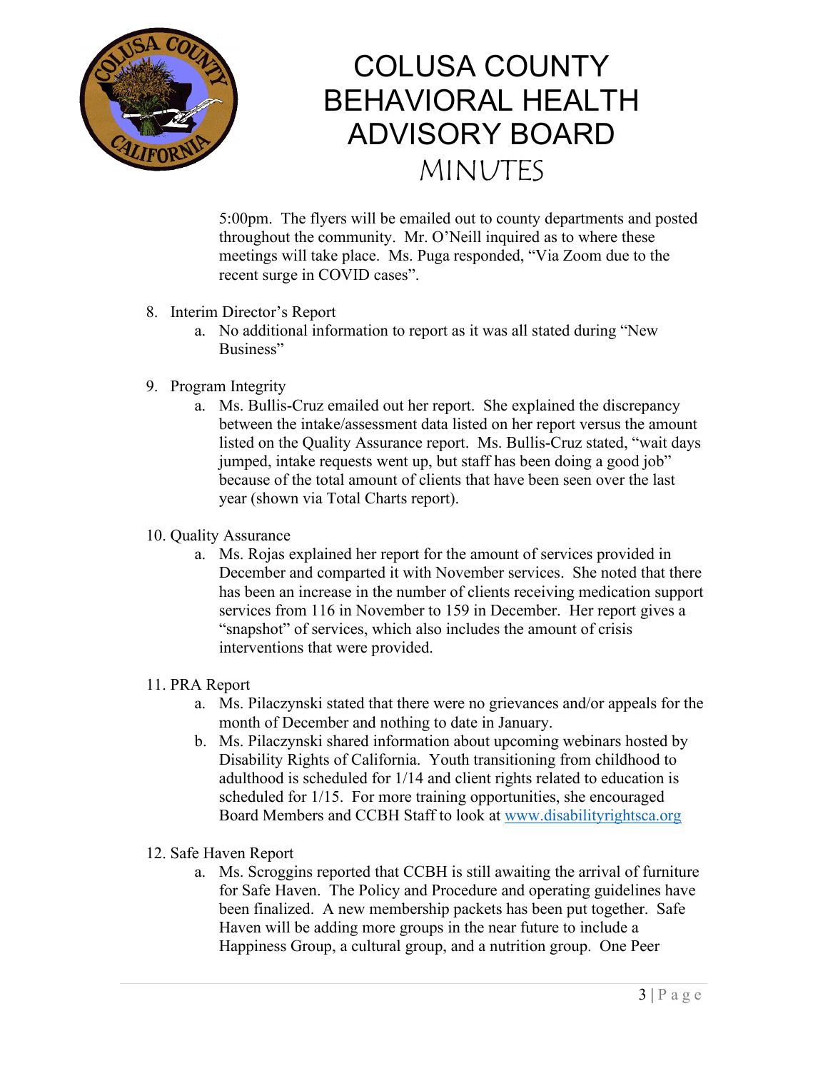5:00pm. The flyers will be emailed out to county departments and posted throughout the community. Mr. O'Neill inquired as to where these meetings will take place. Ms. Puga responded, "Via Zoom due to the recent surge in COVID cases".

8. Interim Director's Report
   a. No additional information to report as it was all stated during "New Business"

9. Program Integrity
   a. Ms. Bullis-Cruz emailed out her report. She explained the discrepancy between the intake/assessment data listed on her report versus the amount listed on the Quality Assurance report. Ms. Bullis-Cruz stated, "wait days jumped, intake requests went up, but staff has been doing a good job" because of the total amount of clients that have been seen over the last year (shown via Total Charts report).

10. Quality Assurance
    a. Ms. Rojas explained her report for the amount of services provided in December and comparted it with November services. She noted that there has been an increase in the number of clients receiving medication support services from 116 in November to 159 in December. Her report gives a "snapshot" of services, which also includes the amount of crisis interventions that were provided.

11. PRA Report
    a. Ms. Pilaczynski stated that there were no grievances and/or appeals for the month of December and nothing to date in January.
    b. Ms. Pilaczynski shared information about upcoming webinars hosted by Disability Rights of California. Youth transitioning from childhood to adulthood is scheduled for 1/14 and client rights related to education is scheduled for 1/15. For more training opportunities, she encouraged Board Members and CCBH Staff to look at [www.disabilityrightsca.org](www.disabilityrightsca.org)

12. Safe Haven Report
    a. Ms. Scroggins reported that CCBH is still awaiting the arrival of furniture for Safe Haven. The Policy and Procedure and operating guidelines have been finalized. A new membership packets has been put together. Safe Haven will be adding more groups in the near future to include a Happiness Group, a cultural group, and a nutrition group. One Peer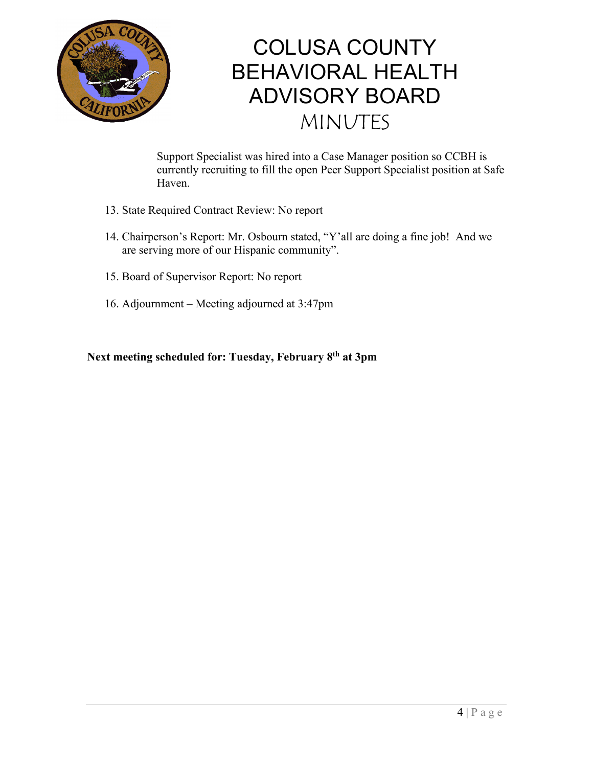# COLUSA COUNTY BEHAVIORAL HEALTH ADVISORY BOARD

## MINUTES

Support Specialist was hired into a Case Manager position so CCBH is currently recruiting to fill the open Peer Support Specialist position at Safe Haven.

13. State Required Contract Review: No report

14. Chairperson's Report: Mr. Osbourn stated, "Y'all are doing a fine job! And we are serving more of our Hispanic community".

15. Board of Supervisor Report: No report

16. Adjournment – Meeting adjourned at 3:47pm

**Next meeting scheduled for: Tuesday, February 8th at 3pm**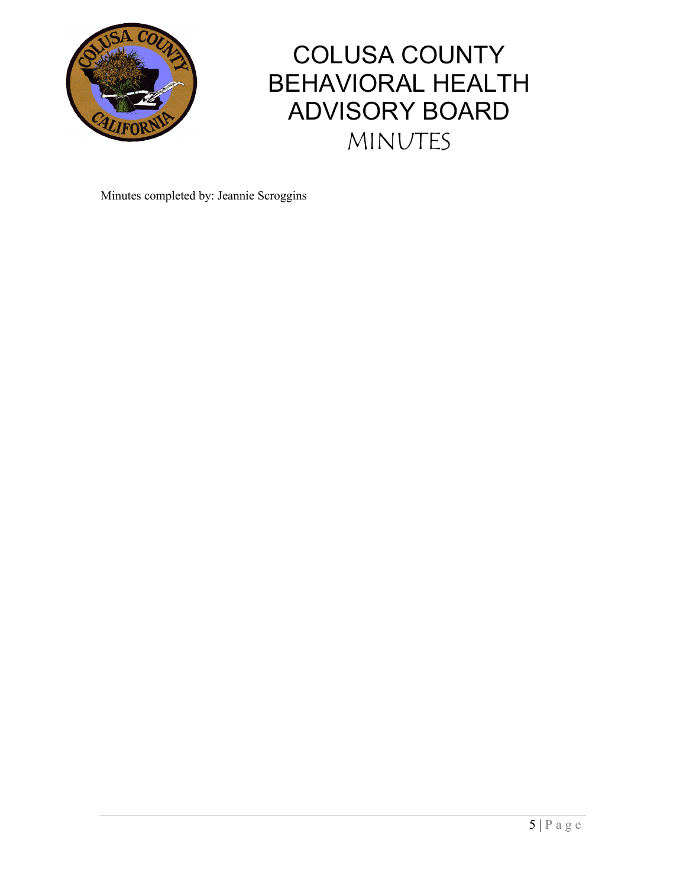# COLUSA COUNTY BEHAVIORAL HEALTH ADVISORY BOARD

## MINUTES

Minutes completed by: Jeannie Scroggins